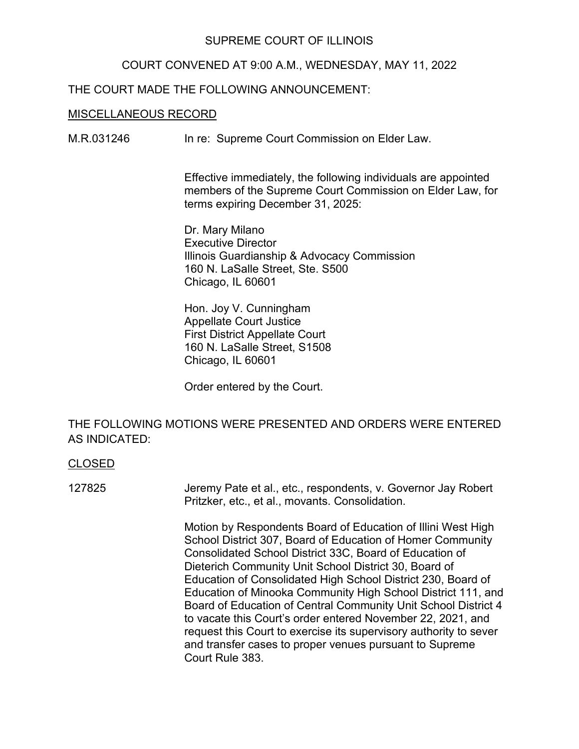SUPREME COURT OF ILLINOIS

COURT CONVENED AT 9:00 A.M., WEDNESDAY, MAY 11, 2022

THE COURT MADE THE FOLLOWING ANNOUNCEMENT:

MISCELLANEOUS RECORD

M.R.031246 In re: Supreme Court Commission on Elder Law.

Effective immediately, the following individuals are appointed members of the Supreme Court Commission on Elder Law, for terms expiring December 31, 2025:

Dr. Mary Milano
Executive Director
Illinois Guardianship & Advocacy Commission
160 N. LaSalle Street, Ste. S500
Chicago, IL 60601

Hon. Joy V. Cunningham
Appellate Court Justice
First District Appellate Court
160 N. LaSalle Street, S1508
Chicago, IL 60601

Order entered by the Court.

THE FOLLOWING MOTIONS WERE PRESENTED AND ORDERS WERE ENTERED AS INDICATED:

CLOSED

127825 Jeremy Pate et al., etc., respondents, v. Governor Jay Robert Pritzker, etc., et al., movants. Consolidation.

Motion by Respondents Board of Education of Illini West High School District 307, Board of Education of Homer Community Consolidated School District 33C, Board of Education of Dieterich Community Unit School District 30, Board of Education of Consolidated High School District 230, Board of Education of Minooka Community High School District 111, and Board of Education of Central Community Unit School District 4 to vacate this Court's order entered November 22, 2021, and request this Court to exercise its supervisory authority to sever and transfer cases to proper venues pursuant to Supreme Court Rule 383.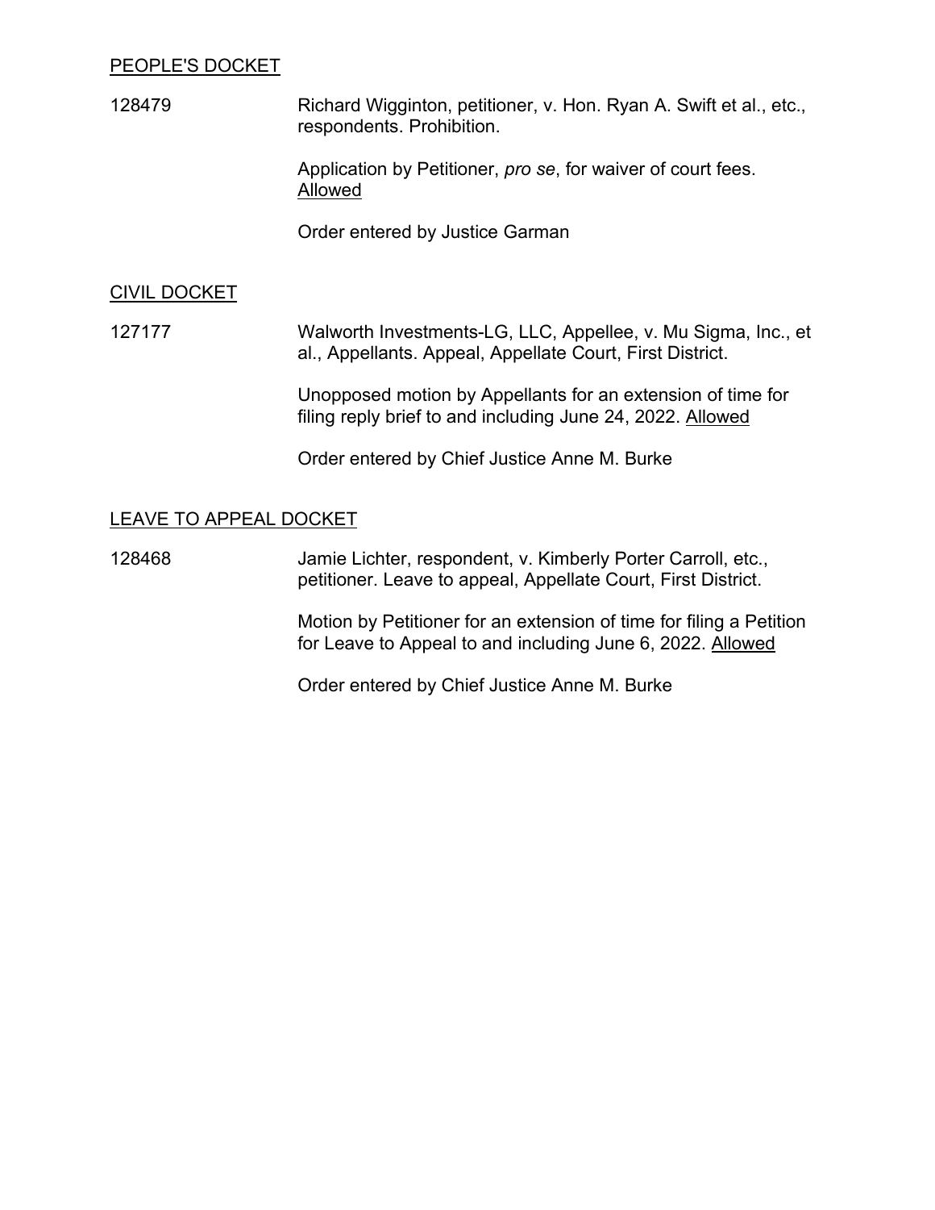PEOPLE'S DOCKET

128479 Richard Wigginton, petitioner, v. Hon. Ryan A. Swift et al., etc., respondents. Prohibition.

Application by Petitioner, *pro se*, for waiver of court fees. Allowed

Order entered by Justice Garman

CIVIL DOCKET

127177 Walworth Investments-LG, LLC, Appellee, v. Mu Sigma, Inc., et al., Appellants. Appeal, Appellate Court, First District.

Unopposed motion by Appellants for an extension of time for filing reply brief to and including June 24, 2022. Allowed

Order entered by Chief Justice Anne M. Burke

LEAVE TO APPEAL DOCKET

128468 Jamie Lichter, respondent, v. Kimberly Porter Carroll, etc., petitioner. Leave to appeal, Appellate Court, First District.

Motion by Petitioner for an extension of time for filing a Petition for Leave to Appeal to and including June 6, 2022. Allowed

Order entered by Chief Justice Anne M. Burke